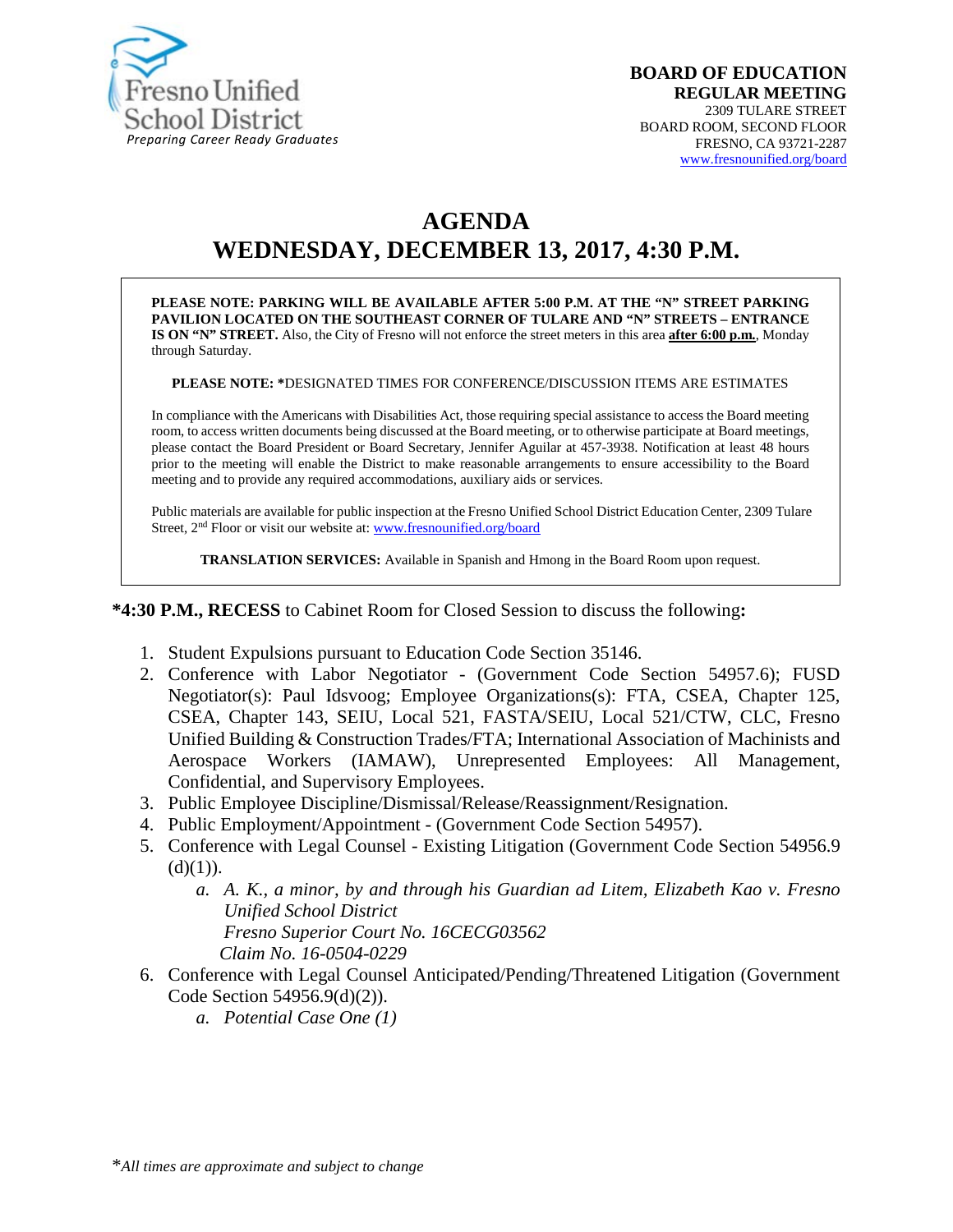Fresno Unified School District
*Preparing Career Ready Graduates*

**BOARD OF EDUCATION**
**REGULAR MEETING**
2309 TULARE STREET
BOARD ROOM, SECOND FLOOR
FRESNO, CA 93721-2287
www.fresnounified.org/board

# AGENDA
# WEDNESDAY, DECEMBER 13, 2017, 4:30 P.M.

**PLEASE NOTE: PARKING WILL BE AVAILABLE AFTER 5:00 P.M. AT THE "N" STREET PARKING PAVILION LOCATED ON THE SOUTHEAST CORNER OF TULARE AND "N" STREETS – ENTRANCE IS ON "N" STREET.** Also, the City of Fresno will not enforce the street meters in this area **after 6:00 p.m.**, Monday through Saturday.

**PLEASE NOTE: ***DESIGNATED TIMES FOR CONFERENCE/DISCUSSION ITEMS ARE ESTIMATES

In compliance with the Americans with Disabilities Act, those requiring special assistance to access the Board meeting room, to access written documents being discussed at the Board meeting, or to otherwise participate at Board meetings, please contact the Board President or Board Secretary, Jennifer Aguilar at 457-3938. Notification at least 48 hours prior to the meeting will enable the District to make reasonable arrangements to ensure accessibility to the Board meeting and to provide any required accommodations, auxiliary aids or services.

Public materials are available for public inspection at the Fresno Unified School District Education Center, 2309 Tulare Street, 2nd Floor or visit our website at: www.fresnounified.org/board

**TRANSLATION SERVICES:** Available in Spanish and Hmong in the Board Room upon request.

***4:30 P.M., RECESS** to Cabinet Room for Closed Session to discuss the following**:**

1. Student Expulsions pursuant to Education Code Section 35146.
2. Conference with Labor Negotiator - (Government Code Section 54957.6); FUSD Negotiator(s): Paul Idsvoog; Employee Organizations(s): FTA, CSEA, Chapter 125, CSEA, Chapter 143, SEIU, Local 521, FASTA/SEIU, Local 521/CTW, CLC, Fresno Unified Building & Construction Trades/FTA; International Association of Machinists and Aerospace Workers (IAMAW), Unrepresented Employees: All Management, Confidential, and Supervisory Employees.
3. Public Employee Discipline/Dismissal/Release/Reassignment/Resignation.
4. Public Employment/Appointment - (Government Code Section 54957).
5. Conference with Legal Counsel - Existing Litigation (Government Code Section 54956.9 (d)(1)).
    a. *A. K., a minor, by and through his Guardian ad Litem, Elizabeth Kao v. Fresno Unified School District*
       *Fresno Superior Court No. 16CECG03562*
       *Claim No. 16-0504-0229*
6. Conference with Legal Counsel Anticipated/Pending/Threatened Litigation (Government Code Section 54956.9(d)(2)).
    a. *Potential Case One (1)*

**All times are approximate and subject to change*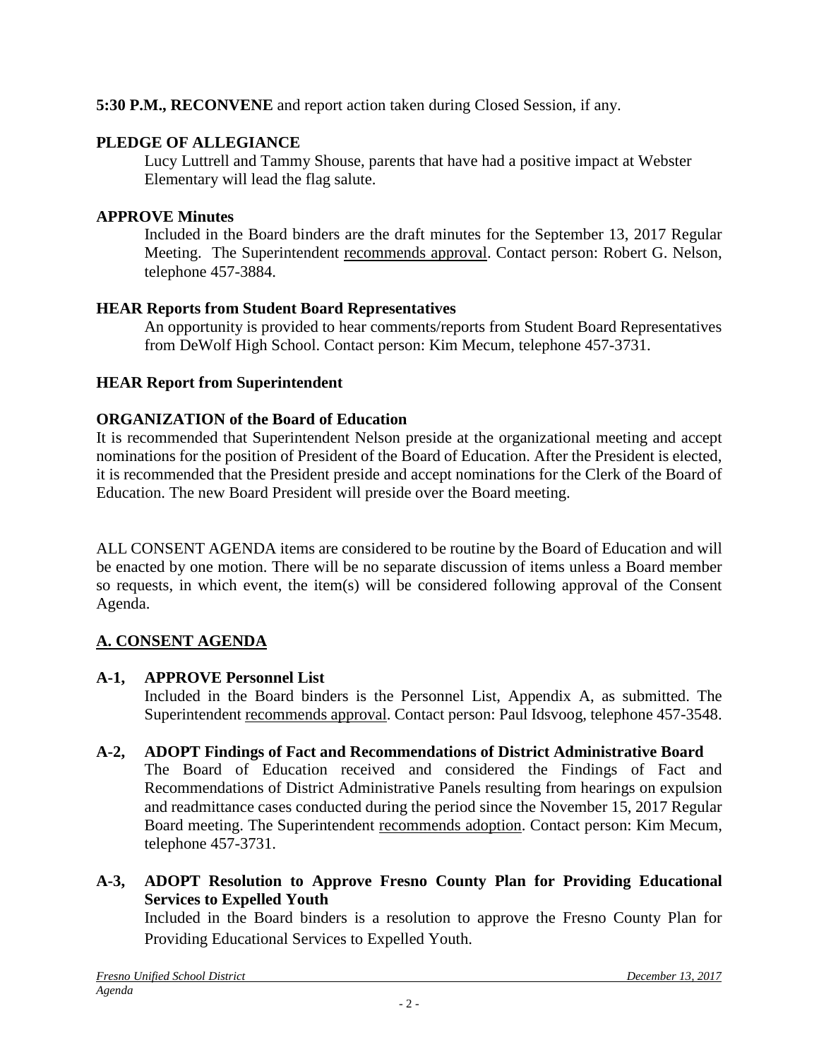**5:30 P.M., RECONVENE** and report action taken during Closed Session, if any.

**PLEDGE OF ALLEGIANCE**

Lucy Luttrell and Tammy Shouse, parents that have had a positive impact at Webster Elementary will lead the flag salute.

**APPROVE Minutes**

Included in the Board binders are the draft minutes for the September 13, 2017 Regular Meeting. The Superintendent recommends approval. Contact person: Robert G. Nelson, telephone 457-3884.

**HEAR Reports from Student Board Representatives**

An opportunity is provided to hear comments/reports from Student Board Representatives from DeWolf High School. Contact person: Kim Mecum, telephone 457-3731.

**HEAR Report from Superintendent**

**ORGANIZATION of the Board of Education**

It is recommended that Superintendent Nelson preside at the organizational meeting and accept nominations for the position of President of the Board of Education. After the President is elected, it is recommended that the President preside and accept nominations for the Clerk of the Board of Education. The new Board President will preside over the Board meeting.

ALL CONSENT AGENDA items are considered to be routine by the Board of Education and will be enacted by one motion. There will be no separate discussion of items unless a Board member so requests, in which event, the item(s) will be considered following approval of the Consent Agenda.

## A. CONSENT AGENDA

**A-1, APPROVE Personnel List**

Included in the Board binders is the Personnel List, Appendix A, as submitted. The Superintendent recommends approval. Contact person: Paul Idsvoog, telephone 457-3548.

**A-2, ADOPT Findings of Fact and Recommendations of District Administrative Board**

The Board of Education received and considered the Findings of Fact and Recommendations of District Administrative Panels resulting from hearings on expulsion and readmittance cases conducted during the period since the November 15, 2017 Regular Board meeting. The Superintendent recommends adoption. Contact person: Kim Mecum, telephone 457-3731.

**A-3, ADOPT Resolution to Approve Fresno County Plan for Providing Educational Services to Expelled Youth**

Included in the Board binders is a resolution to approve the Fresno County Plan for Providing Educational Services to Expelled Youth.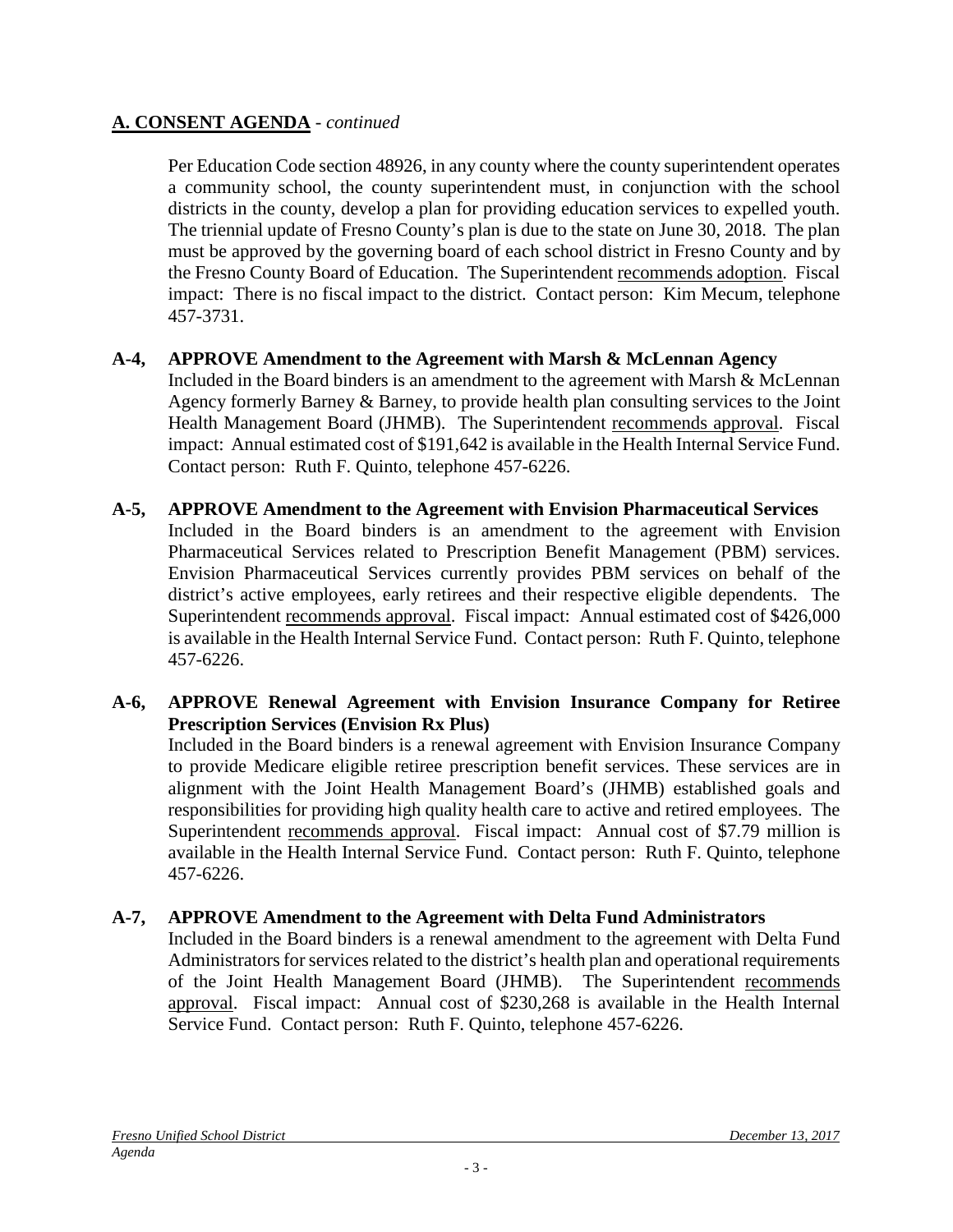## A. CONSENT AGENDA - *continued*

Per Education Code section 48926, in any county where the county superintendent operates a community school, the county superintendent must, in conjunction with the school districts in the county, develop a plan for providing education services to expelled youth. The triennial update of Fresno County's plan is due to the state on June 30, 2018. The plan must be approved by the governing board of each school district in Fresno County and by the Fresno County Board of Education. The Superintendent recommends adoption. Fiscal impact: There is no fiscal impact to the district. Contact person: Kim Mecum, telephone 457-3731.

**A-4, APPROVE Amendment to the Agreement with Marsh & McLennan Agency**

Included in the Board binders is an amendment to the agreement with Marsh & McLennan Agency formerly Barney & Barney, to provide health plan consulting services to the Joint Health Management Board (JHMB). The Superintendent recommends approval. Fiscal impact: Annual estimated cost of $191,642 is available in the Health Internal Service Fund. Contact person: Ruth F. Quinto, telephone 457-6226.

**A-5, APPROVE Amendment to the Agreement with Envision Pharmaceutical Services**

Included in the Board binders is an amendment to the agreement with Envision Pharmaceutical Services related to Prescription Benefit Management (PBM) services. Envision Pharmaceutical Services currently provides PBM services on behalf of the district's active employees, early retirees and their respective eligible dependents. The Superintendent recommends approval. Fiscal impact: Annual estimated cost of $426,000 is available in the Health Internal Service Fund. Contact person: Ruth F. Quinto, telephone 457-6226.

**A-6, APPROVE Renewal Agreement with Envision Insurance Company for Retiree Prescription Services (Envision Rx Plus)**

Included in the Board binders is a renewal agreement with Envision Insurance Company to provide Medicare eligible retiree prescription benefit services. These services are in alignment with the Joint Health Management Board's (JHMB) established goals and responsibilities for providing high quality health care to active and retired employees. The Superintendent recommends approval. Fiscal impact: Annual cost of $7.79 million is available in the Health Internal Service Fund. Contact person: Ruth F. Quinto, telephone 457-6226.

**A-7, APPROVE Amendment to the Agreement with Delta Fund Administrators**

Included in the Board binders is a renewal amendment to the agreement with Delta Fund Administrators for services related to the district's health plan and operational requirements of the Joint Health Management Board (JHMB). The Superintendent recommends approval. Fiscal impact: Annual cost of $230,268 is available in the Health Internal Service Fund. Contact person: Ruth F. Quinto, telephone 457-6226.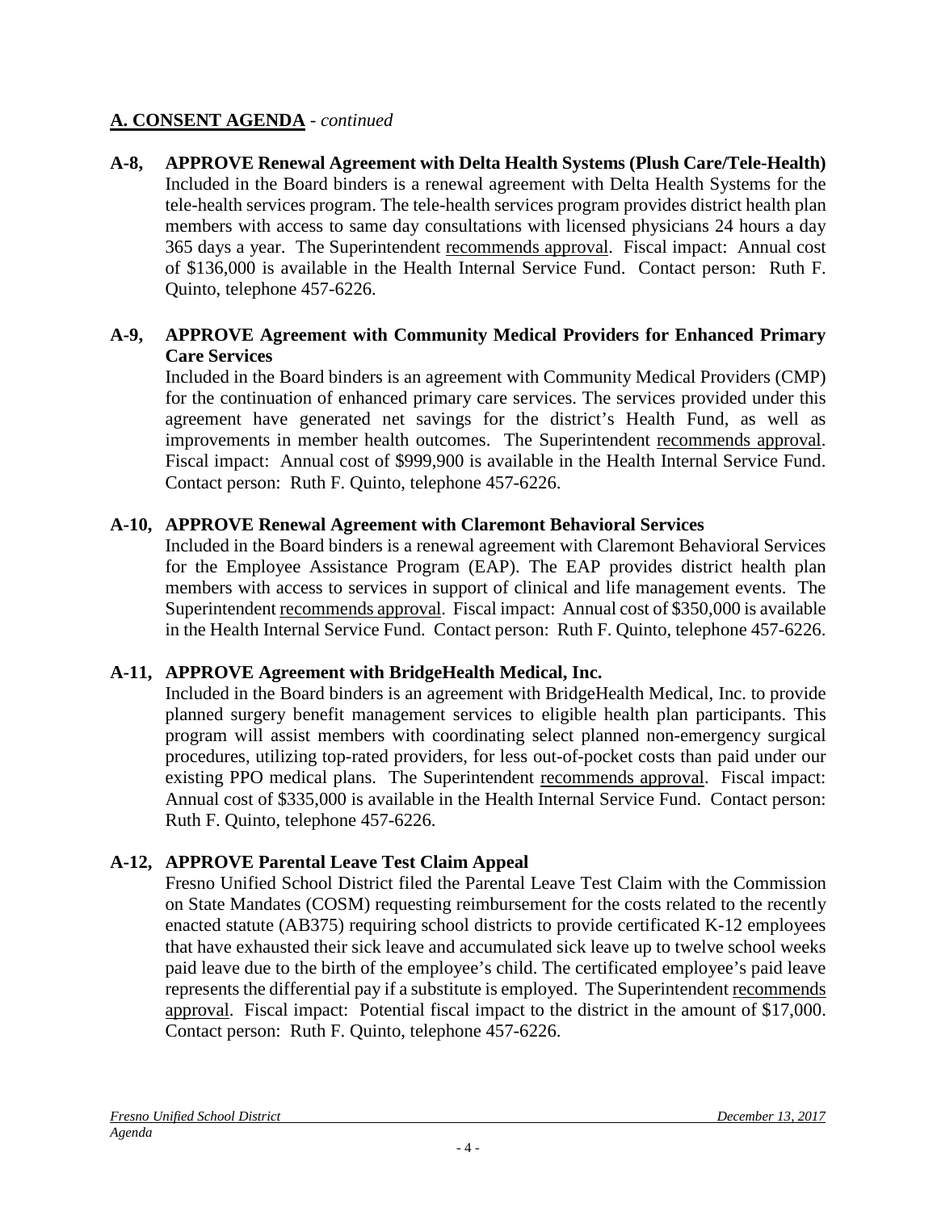## A. CONSENT AGENDA - *continued*

**A-8, APPROVE Renewal Agreement with Delta Health Systems (Plush Care/Tele-Health)**
Included in the Board binders is a renewal agreement with Delta Health Systems for the tele-health services program. The tele-health services program provides district health plan members with access to same day consultations with licensed physicians 24 hours a day 365 days a year. The Superintendent recommends approval. Fiscal impact: Annual cost of $136,000 is available in the Health Internal Service Fund. Contact person: Ruth F. Quinto, telephone 457-6226.

**A-9, APPROVE Agreement with Community Medical Providers for Enhanced Primary Care Services**
Included in the Board binders is an agreement with Community Medical Providers (CMP) for the continuation of enhanced primary care services. The services provided under this agreement have generated net savings for the district's Health Fund, as well as improvements in member health outcomes. The Superintendent recommends approval. Fiscal impact: Annual cost of $999,900 is available in the Health Internal Service Fund. Contact person: Ruth F. Quinto, telephone 457-6226.

**A-10, APPROVE Renewal Agreement with Claremont Behavioral Services**
Included in the Board binders is a renewal agreement with Claremont Behavioral Services for the Employee Assistance Program (EAP). The EAP provides district health plan members with access to services in support of clinical and life management events. The Superintendent recommends approval. Fiscal impact: Annual cost of $350,000 is available in the Health Internal Service Fund. Contact person: Ruth F. Quinto, telephone 457-6226.

**A-11, APPROVE Agreement with BridgeHealth Medical, Inc.**
Included in the Board binders is an agreement with BridgeHealth Medical, Inc. to provide planned surgery benefit management services to eligible health plan participants. This program will assist members with coordinating select planned non-emergency surgical procedures, utilizing top-rated providers, for less out-of-pocket costs than paid under our existing PPO medical plans. The Superintendent recommends approval. Fiscal impact: Annual cost of $335,000 is available in the Health Internal Service Fund. Contact person: Ruth F. Quinto, telephone 457-6226.

**A-12, APPROVE Parental Leave Test Claim Appeal**
Fresno Unified School District filed the Parental Leave Test Claim with the Commission on State Mandates (COSM) requesting reimbursement for the costs related to the recently enacted statute (AB375) requiring school districts to provide certificated K-12 employees that have exhausted their sick leave and accumulated sick leave up to twelve school weeks paid leave due to the birth of the employee's child. The certificated employee's paid leave represents the differential pay if a substitute is employed. The Superintendent recommends approval. Fiscal impact: Potential fiscal impact to the district in the amount of $17,000. Contact person: Ruth F. Quinto, telephone 457-6226.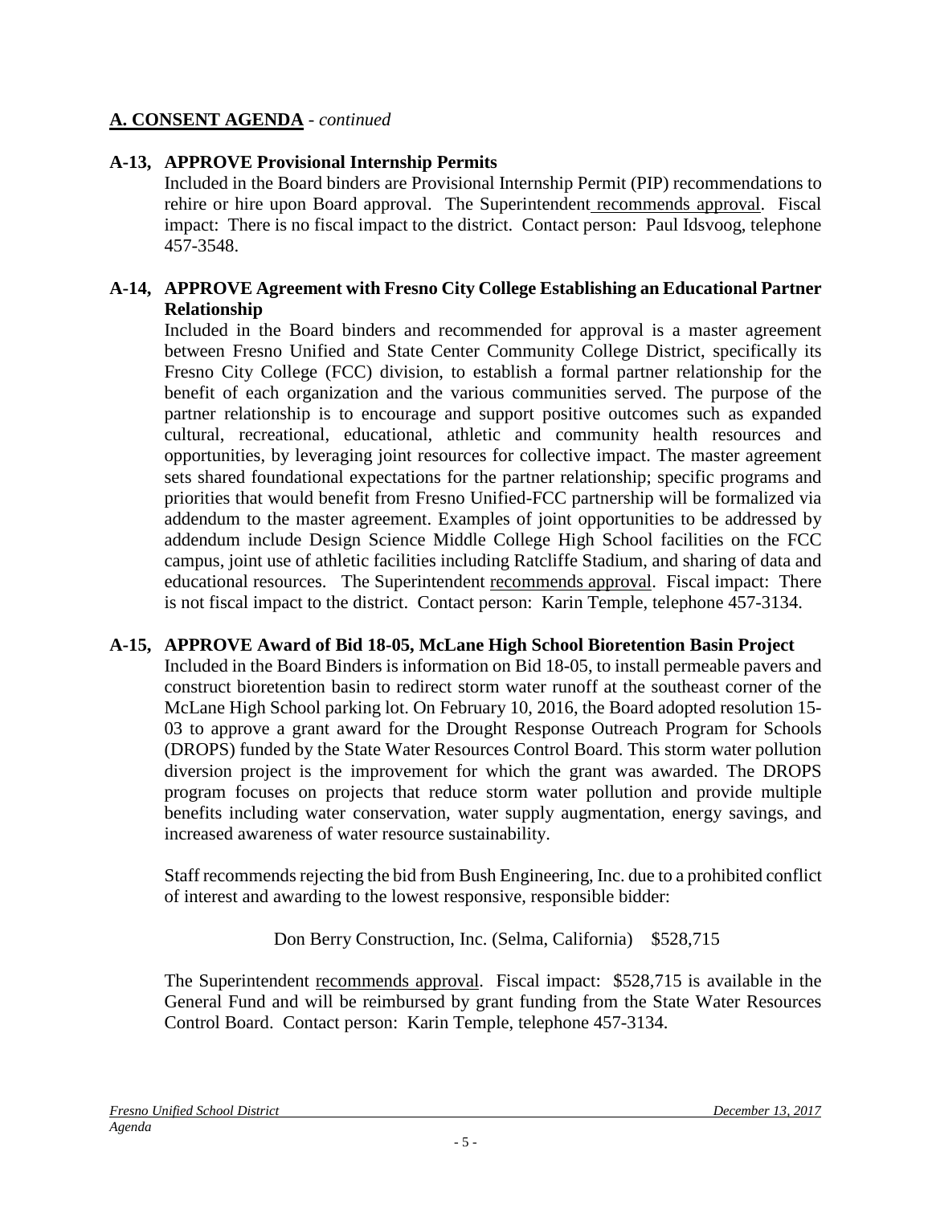## **A. CONSENT AGENDA** - *continued*

**A-13, APPROVE Provisional Internship Permits**

Included in the Board binders are Provisional Internship Permit (PIP) recommendations to rehire or hire upon Board approval. The Superintendent recommends approval. Fiscal impact: There is no fiscal impact to the district. Contact person: Paul Idsvoog, telephone 457-3548.

**A-14, APPROVE Agreement with Fresno City College Establishing an Educational Partner Relationship**

Included in the Board binders and recommended for approval is a master agreement between Fresno Unified and State Center Community College District, specifically its Fresno City College (FCC) division, to establish a formal partner relationship for the benefit of each organization and the various communities served. The purpose of the partner relationship is to encourage and support positive outcomes such as expanded cultural, recreational, educational, athletic and community health resources and opportunities, by leveraging joint resources for collective impact. The master agreement sets shared foundational expectations for the partner relationship; specific programs and priorities that would benefit from Fresno Unified-FCC partnership will be formalized via addendum to the master agreement. Examples of joint opportunities to be addressed by addendum include Design Science Middle College High School facilities on the FCC campus, joint use of athletic facilities including Ratcliffe Stadium, and sharing of data and educational resources. The Superintendent recommends approval. Fiscal impact: There is not fiscal impact to the district. Contact person: Karin Temple, telephone 457-3134.

**A-15, APPROVE Award of Bid 18-05, McLane High School Bioretention Basin Project**

Included in the Board Binders is information on Bid 18-05, to install permeable pavers and construct bioretention basin to redirect storm water runoff at the southeast corner of the McLane High School parking lot. On February 10, 2016, the Board adopted resolution 15-03 to approve a grant award for the Drought Response Outreach Program for Schools (DROPS) funded by the State Water Resources Control Board. This storm water pollution diversion project is the improvement for which the grant was awarded. The DROPS program focuses on projects that reduce storm water pollution and provide multiple benefits including water conservation, water supply augmentation, energy savings, and increased awareness of water resource sustainability.

Staff recommends rejecting the bid from Bush Engineering, Inc. due to a prohibited conflict of interest and awarding to the lowest responsive, responsible bidder:

Don Berry Construction, Inc. (Selma, California) $528,715

The Superintendent recommends approval. Fiscal impact: $528,715 is available in the General Fund and will be reimbursed by grant funding from the State Water Resources Control Board. Contact person: Karin Temple, telephone 457-3134.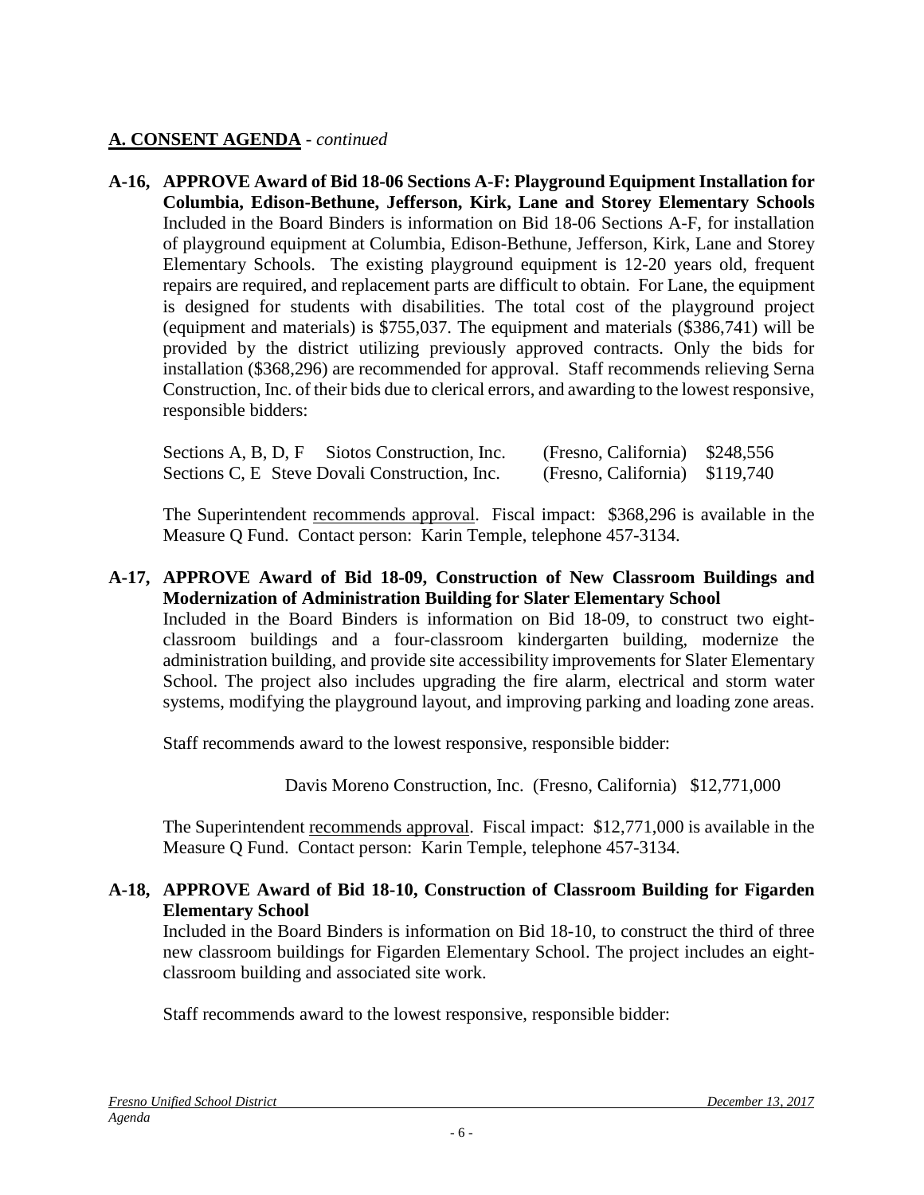## **A. CONSENT AGENDA** - *continued*

**A-16, APPROVE Award of Bid 18-06 Sections A-F: Playground Equipment Installation for Columbia, Edison-Bethune, Jefferson, Kirk, Lane and Storey Elementary Schools**

Included in the Board Binders is information on Bid 18-06 Sections A-F, for installation of playground equipment at Columbia, Edison-Bethune, Jefferson, Kirk, Lane and Storey Elementary Schools. The existing playground equipment is 12-20 years old, frequent repairs are required, and replacement parts are difficult to obtain. For Lane, the equipment is designed for students with disabilities. The total cost of the playground project (equipment and materials) is $755,037. The equipment and materials ($386,741) will be provided by the district utilizing previously approved contracts. Only the bids for installation ($368,296) are recommended for approval. Staff recommends relieving Serna Construction, Inc. of their bids due to clerical errors, and awarding to the lowest responsive, responsible bidders:

| | | | |
|---|---|---|---|
| Sections A, B, D, F | Siotos Construction, Inc. | (Fresno, California) | $248,556 |
| Sections C, E | Steve Dovali Construction, Inc. | (Fresno, California) | $119,740 |

The Superintendent recommends approval. Fiscal impact: $368,296 is available in the Measure Q Fund. Contact person: Karin Temple, telephone 457-3134.

**A-17, APPROVE Award of Bid 18-09, Construction of New Classroom Buildings and Modernization of Administration Building for Slater Elementary School**

Included in the Board Binders is information on Bid 18-09, to construct two eight-classroom buildings and a four-classroom kindergarten building, modernize the administration building, and provide site accessibility improvements for Slater Elementary School. The project also includes upgrading the fire alarm, electrical and storm water systems, modifying the playground layout, and improving parking and loading zone areas.

Staff recommends award to the lowest responsive, responsible bidder:

Davis Moreno Construction, Inc. (Fresno, California) $12,771,000

The Superintendent recommends approval. Fiscal impact: $12,771,000 is available in the Measure Q Fund. Contact person: Karin Temple, telephone 457-3134.

**A-18, APPROVE Award of Bid 18-10, Construction of Classroom Building for Figarden Elementary School**

Included in the Board Binders is information on Bid 18-10, to construct the third of three new classroom buildings for Figarden Elementary School. The project includes an eight-classroom building and associated site work.

Staff recommends award to the lowest responsive, responsible bidder: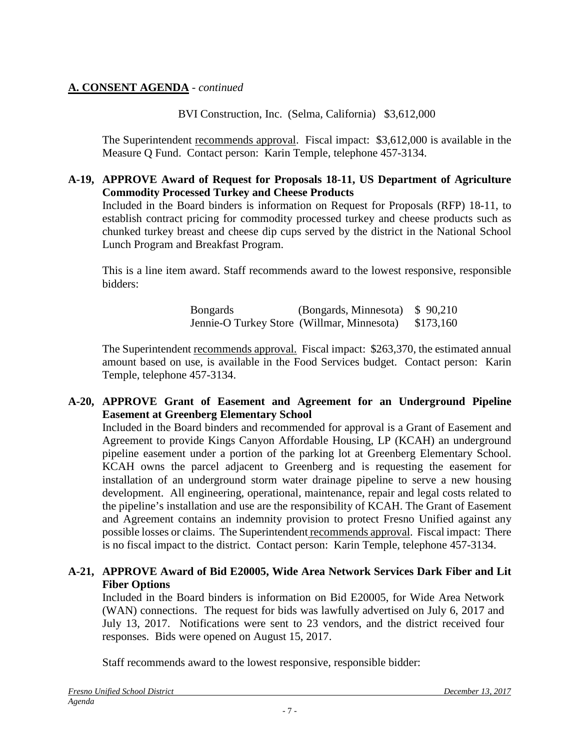## **A. CONSENT AGENDA** - *continued*

BVI Construction, Inc. (Selma, California) $3,612,000

The Superintendent recommends approval. Fiscal impact: $3,612,000 is available in the Measure Q Fund. Contact person: Karin Temple, telephone 457-3134.

**A-19, APPROVE Award of Request for Proposals 18-11, US Department of Agriculture Commodity Processed Turkey and Cheese Products**

Included in the Board binders is information on Request for Proposals (RFP) 18-11, to establish contract pricing for commodity processed turkey and cheese products such as chunked turkey breast and cheese dip cups served by the district in the National School Lunch Program and Breakfast Program.

This is a line item award. Staff recommends award to the lowest responsive, responsible bidders:

| | | |
|---|---|---|
| Bongards | (Bongards, Minnesota) | $ 90,210 |
| Jennie-O Turkey Store | (Willmar, Minnesota) | $173,160 |

The Superintendent recommends approval. Fiscal impact: $263,370, the estimated annual amount based on use, is available in the Food Services budget. Contact person: Karin Temple, telephone 457-3134.

**A-20, APPROVE Grant of Easement and Agreement for an Underground Pipeline Easement at Greenberg Elementary School**

Included in the Board binders and recommended for approval is a Grant of Easement and Agreement to provide Kings Canyon Affordable Housing, LP (KCAH) an underground pipeline easement under a portion of the parking lot at Greenberg Elementary School. KCAH owns the parcel adjacent to Greenberg and is requesting the easement for installation of an underground storm water drainage pipeline to serve a new housing development. All engineering, operational, maintenance, repair and legal costs related to the pipeline's installation and use are the responsibility of KCAH. The Grant of Easement and Agreement contains an indemnity provision to protect Fresno Unified against any possible losses or claims. The Superintendent recommends approval. Fiscal impact: There is no fiscal impact to the district. Contact person: Karin Temple, telephone 457-3134.

**A-21, APPROVE Award of Bid E20005, Wide Area Network Services Dark Fiber and Lit Fiber Options**

Included in the Board binders is information on Bid E20005, for Wide Area Network (WAN) connections. The request for bids was lawfully advertised on July 6, 2017 and July 13, 2017. Notifications were sent to 23 vendors, and the district received four responses. Bids were opened on August 15, 2017.

Staff recommends award to the lowest responsive, responsible bidder: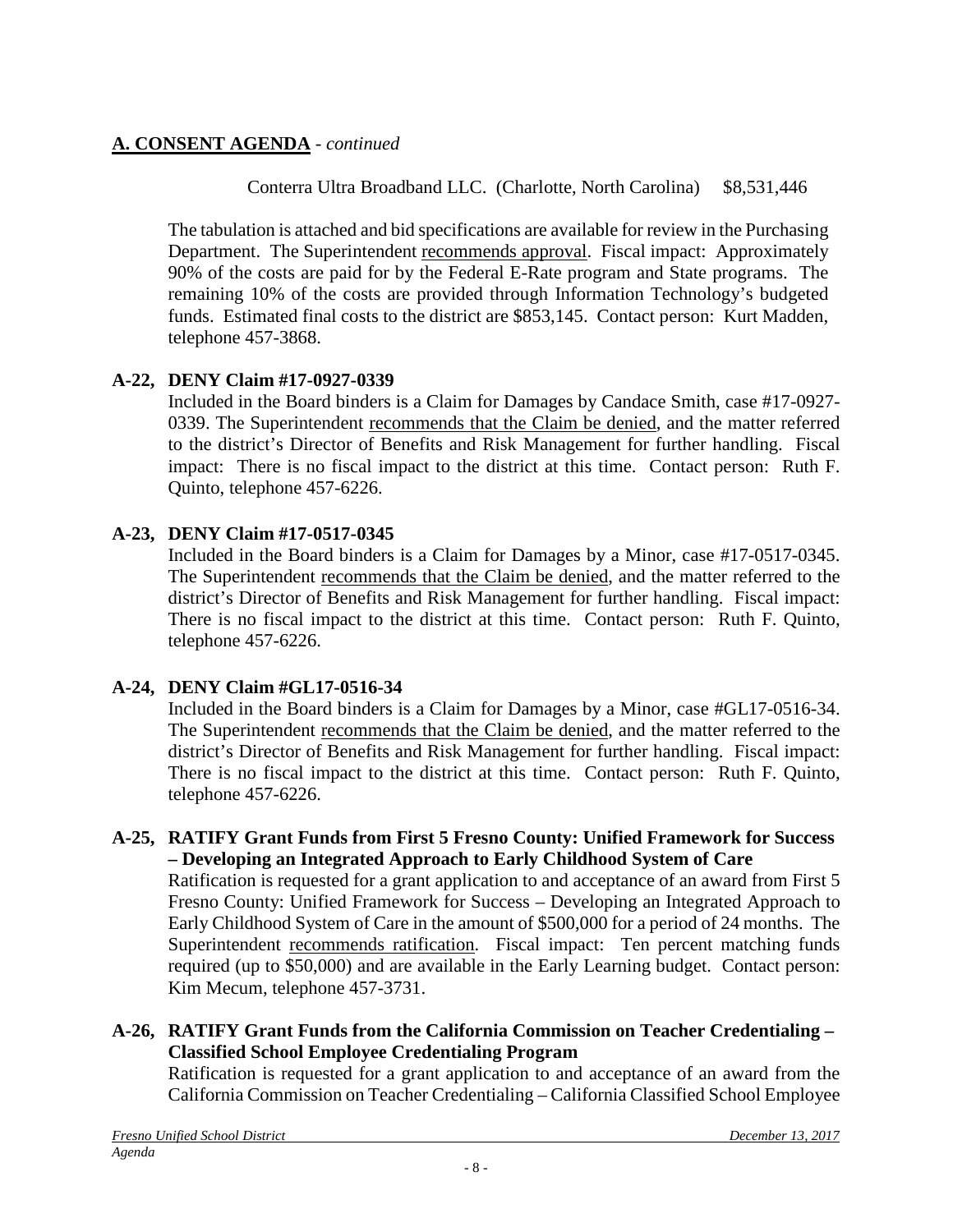## A. CONSENT AGENDA - *continued*

Conterra Ultra Broadband LLC. (Charlotte, North Carolina) $8,531,446

The tabulation is attached and bid specifications are available for review in the Purchasing Department. The Superintendent recommends approval. Fiscal impact: Approximately 90% of the costs are paid for by the Federal E-Rate program and State programs. The remaining 10% of the costs are provided through Information Technology's budgeted funds. Estimated final costs to the district are $853,145. Contact person: Kurt Madden, telephone 457-3868.

**A-22, DENY Claim #17-0927-0339**

Included in the Board binders is a Claim for Damages by Candace Smith, case #17-0927-0339. The Superintendent recommends that the Claim be denied, and the matter referred to the district's Director of Benefits and Risk Management for further handling. Fiscal impact: There is no fiscal impact to the district at this time. Contact person: Ruth F. Quinto, telephone 457-6226.

**A-23, DENY Claim #17-0517-0345**

Included in the Board binders is a Claim for Damages by a Minor, case #17-0517-0345. The Superintendent recommends that the Claim be denied, and the matter referred to the district's Director of Benefits and Risk Management for further handling. Fiscal impact: There is no fiscal impact to the district at this time. Contact person: Ruth F. Quinto, telephone 457-6226.

**A-24, DENY Claim #GL17-0516-34**

Included in the Board binders is a Claim for Damages by a Minor, case #GL17-0516-34. The Superintendent recommends that the Claim be denied, and the matter referred to the district's Director of Benefits and Risk Management for further handling. Fiscal impact: There is no fiscal impact to the district at this time. Contact person: Ruth F. Quinto, telephone 457-6226.

**A-25, RATIFY Grant Funds from First 5 Fresno County: Unified Framework for Success – Developing an Integrated Approach to Early Childhood System of Care**

Ratification is requested for a grant application to and acceptance of an award from First 5 Fresno County: Unified Framework for Success – Developing an Integrated Approach to Early Childhood System of Care in the amount of $500,000 for a period of 24 months. The Superintendent recommends ratification. Fiscal impact: Ten percent matching funds required (up to $50,000) and are available in the Early Learning budget. Contact person: Kim Mecum, telephone 457-3731.

**A-26, RATIFY Grant Funds from the California Commission on Teacher Credentialing – Classified School Employee Credentialing Program**

Ratification is requested for a grant application to and acceptance of an award from the California Commission on Teacher Credentialing – California Classified School Employee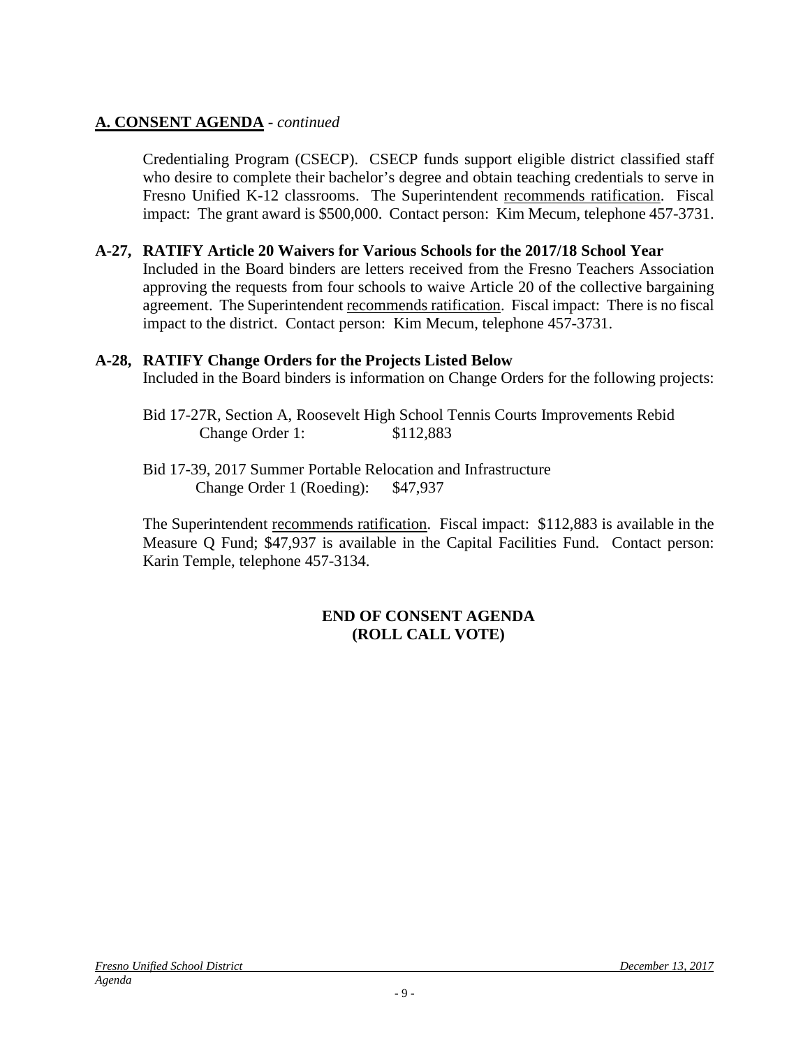## A. CONSENT AGENDA - *continued*

Credentialing Program (CSECP). CSECP funds support eligible district classified staff who desire to complete their bachelor's degree and obtain teaching credentials to serve in Fresno Unified K-12 classrooms. The Superintendent recommends ratification. Fiscal impact: The grant award is $500,000. Contact person: Kim Mecum, telephone 457-3731.

**A-27, RATIFY Article 20 Waivers for Various Schools for the 2017/18 School Year**
Included in the Board binders are letters received from the Fresno Teachers Association approving the requests from four schools to waive Article 20 of the collective bargaining agreement. The Superintendent recommends ratification. Fiscal impact: There is no fiscal impact to the district. Contact person: Kim Mecum, telephone 457-3731.

**A-28, RATIFY Change Orders for the Projects Listed Below**
Included in the Board binders is information on Change Orders for the following projects:

Bid 17-27R, Section A, Roosevelt High School Tennis Courts Improvements Rebid
Change Order 1: $112,883

Bid 17-39, 2017 Summer Portable Relocation and Infrastructure
Change Order 1 (Roeding): $47,937

The Superintendent recommends ratification. Fiscal impact: $112,883 is available in the Measure Q Fund; $47,937 is available in the Capital Facilities Fund. Contact person: Karin Temple, telephone 457-3134.

**END OF CONSENT AGENDA**
**(ROLL CALL VOTE)**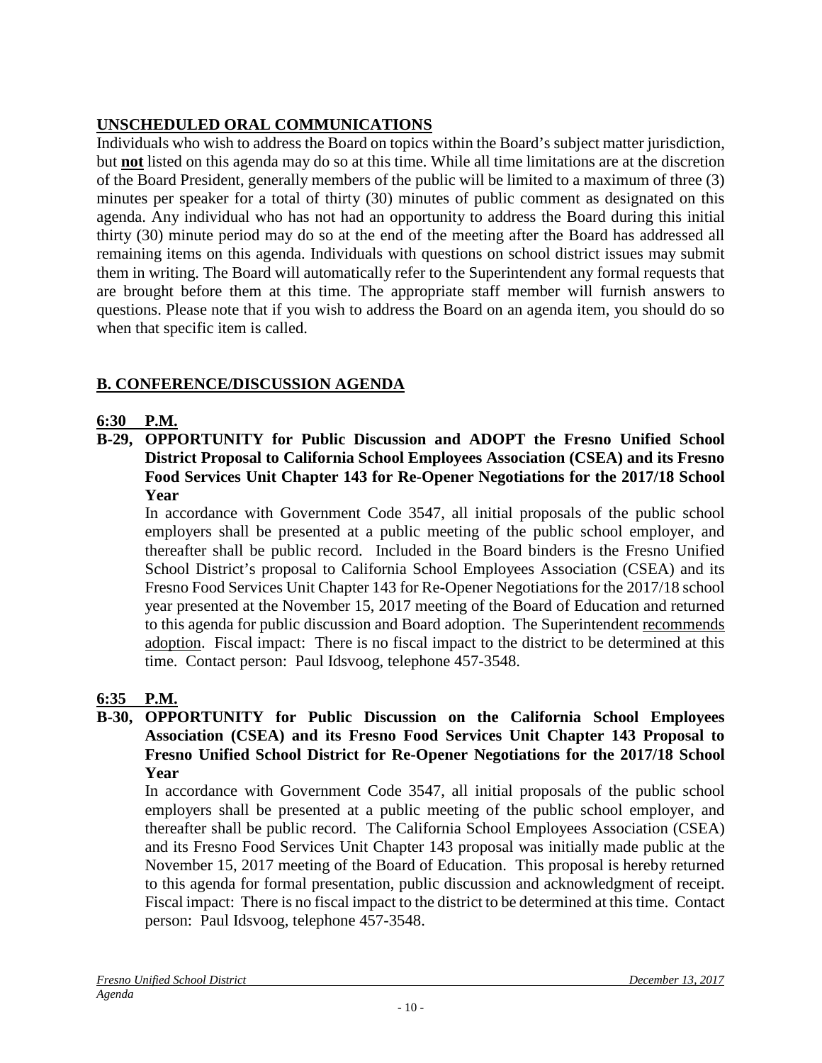## UNSCHEDULED ORAL COMMUNICATIONS

Individuals who wish to address the Board on topics within the Board's subject matter jurisdiction, but **not** listed on this agenda may do so at this time. While all time limitations are at the discretion of the Board President, generally members of the public will be limited to a maximum of three (3) minutes per speaker for a total of thirty (30) minutes of public comment as designated on this agenda. Any individual who has not had an opportunity to address the Board during this initial thirty (30) minute period may do so at the end of the meeting after the Board has addressed all remaining items on this agenda. Individuals with questions on school district issues may submit them in writing. The Board will automatically refer to the Superintendent any formal requests that are brought before them at this time. The appropriate staff member will furnish answers to questions. Please note that if you wish to address the Board on an agenda item, you should do so when that specific item is called.

## B. CONFERENCE/DISCUSSION AGENDA

**6:30 P.M.**

**B-29, OPPORTUNITY for Public Discussion and ADOPT the Fresno Unified School District Proposal to California School Employees Association (CSEA) and its Fresno Food Services Unit Chapter 143 for Re-Opener Negotiations for the 2017/18 School Year**

In accordance with Government Code 3547, all initial proposals of the public school employers shall be presented at a public meeting of the public school employer, and thereafter shall be public record. Included in the Board binders is the Fresno Unified School District's proposal to California School Employees Association (CSEA) and its Fresno Food Services Unit Chapter 143 for Re-Opener Negotiations for the 2017/18 school year presented at the November 15, 2017 meeting of the Board of Education and returned to this agenda for public discussion and Board adoption. The Superintendent recommends adoption. Fiscal impact: There is no fiscal impact to the district to be determined at this time. Contact person: Paul Idsvoog, telephone 457-3548.

**6:35 P.M.**

**B-30, OPPORTUNITY for Public Discussion on the California School Employees Association (CSEA) and its Fresno Food Services Unit Chapter 143 Proposal to Fresno Unified School District for Re-Opener Negotiations for the 2017/18 School Year**

In accordance with Government Code 3547, all initial proposals of the public school employers shall be presented at a public meeting of the public school employer, and thereafter shall be public record. The California School Employees Association (CSEA) and its Fresno Food Services Unit Chapter 143 proposal was initially made public at the November 15, 2017 meeting of the Board of Education. This proposal is hereby returned to this agenda for formal presentation, public discussion and acknowledgment of receipt. Fiscal impact: There is no fiscal impact to the district to be determined at this time. Contact person: Paul Idsvoog, telephone 457-3548.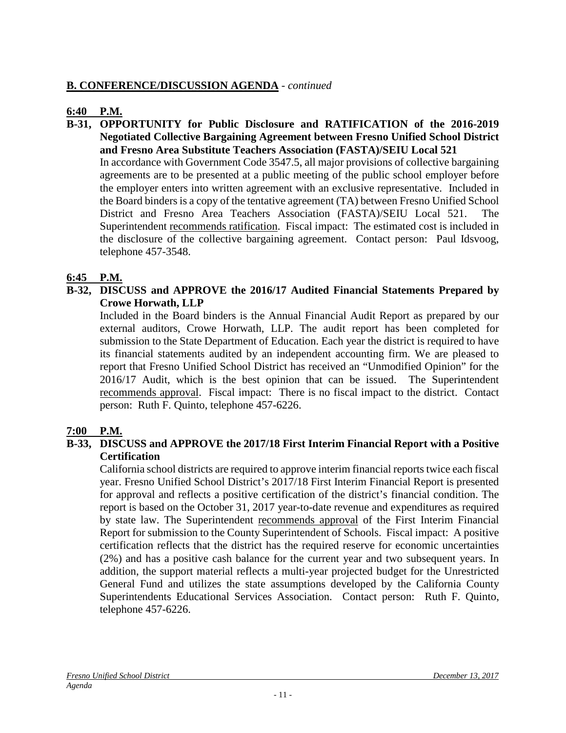## **B. CONFERENCE/DISCUSSION AGENDA** - *continued*

**6:40 P.M.**

**B-31, OPPORTUNITY for Public Disclosure and RATIFICATION of the 2016-2019 Negotiated Collective Bargaining Agreement between Fresno Unified School District and Fresno Area Substitute Teachers Association (FASTA)/SEIU Local 521**

In accordance with Government Code 3547.5, all major provisions of collective bargaining agreements are to be presented at a public meeting of the public school employer before the employer enters into written agreement with an exclusive representative. Included in the Board binders is a copy of the tentative agreement (TA) between Fresno Unified School District and Fresno Area Teachers Association (FASTA)/SEIU Local 521. The Superintendent recommends ratification. Fiscal impact: The estimated cost is included in the disclosure of the collective bargaining agreement. Contact person: Paul Idsvoog, telephone 457-3548.

**6:45 P.M.**

**B-32, DISCUSS and APPROVE the 2016/17 Audited Financial Statements Prepared by Crowe Horwath, LLP**

Included in the Board binders is the Annual Financial Audit Report as prepared by our external auditors, Crowe Horwath, LLP. The audit report has been completed for submission to the State Department of Education. Each year the district is required to have its financial statements audited by an independent accounting firm. We are pleased to report that Fresno Unified School District has received an "Unmodified Opinion" for the 2016/17 Audit, which is the best opinion that can be issued. The Superintendent recommends approval. Fiscal impact: There is no fiscal impact to the district. Contact person: Ruth F. Quinto, telephone 457-6226.

**7:00 P.M.**

**B-33, DISCUSS and APPROVE the 2017/18 First Interim Financial Report with a Positive Certification**

California school districts are required to approve interim financial reports twice each fiscal year. Fresno Unified School District's 2017/18 First Interim Financial Report is presented for approval and reflects a positive certification of the district's financial condition. The report is based on the October 31, 2017 year-to-date revenue and expenditures as required by state law. The Superintendent recommends approval of the First Interim Financial Report for submission to the County Superintendent of Schools. Fiscal impact: A positive certification reflects that the district has the required reserve for economic uncertainties (2%) and has a positive cash balance for the current year and two subsequent years. In addition, the support material reflects a multi-year projected budget for the Unrestricted General Fund and utilizes the state assumptions developed by the California County Superintendents Educational Services Association. Contact person: Ruth F. Quinto, telephone 457-6226.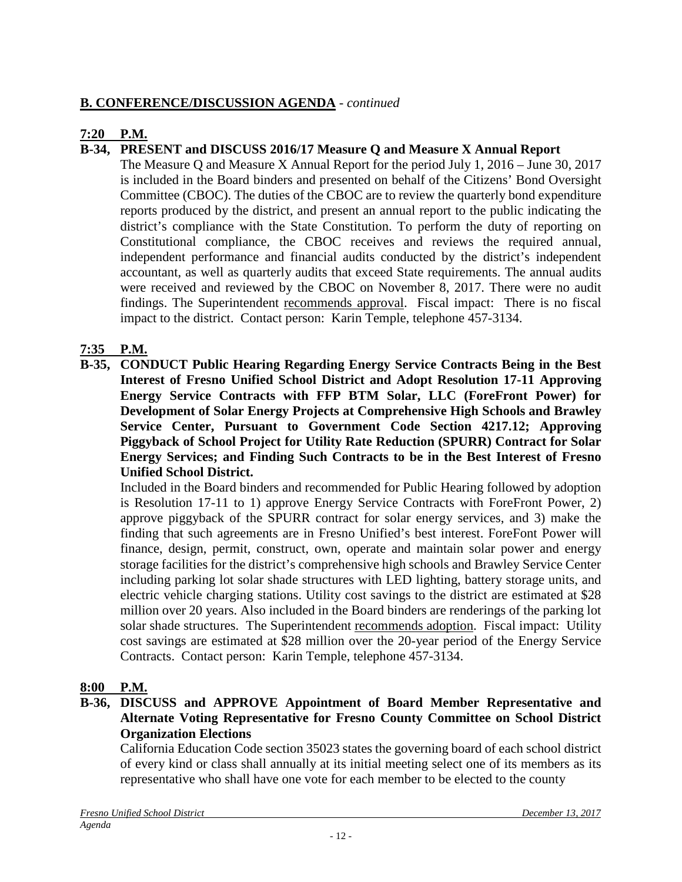## **B. CONFERENCE/DISCUSSION AGENDA** - *continued*

**7:20 P.M.**

**B-34, PRESENT and DISCUSS 2016/17 Measure Q and Measure X Annual Report**

The Measure Q and Measure X Annual Report for the period July 1, 2016 – June 30, 2017 is included in the Board binders and presented on behalf of the Citizens' Bond Oversight Committee (CBOC). The duties of the CBOC are to review the quarterly bond expenditure reports produced by the district, and present an annual report to the public indicating the district's compliance with the State Constitution. To perform the duty of reporting on Constitutional compliance, the CBOC receives and reviews the required annual, independent performance and financial audits conducted by the district's independent accountant, as well as quarterly audits that exceed State requirements. The annual audits were received and reviewed by the CBOC on November 8, 2017. There were no audit findings. The Superintendent recommends approval. Fiscal impact: There is no fiscal impact to the district. Contact person: Karin Temple, telephone 457-3134.

**7:35 P.M.**

**B-35, CONDUCT Public Hearing Regarding Energy Service Contracts Being in the Best Interest of Fresno Unified School District and Adopt Resolution 17-11 Approving Energy Service Contracts with FFP BTM Solar, LLC (ForeFront Power) for Development of Solar Energy Projects at Comprehensive High Schools and Brawley Service Center, Pursuant to Government Code Section 4217.12; Approving Piggyback of School Project for Utility Rate Reduction (SPURR) Contract for Solar Energy Services; and Finding Such Contracts to be in the Best Interest of Fresno Unified School District.**

Included in the Board binders and recommended for Public Hearing followed by adoption is Resolution 17-11 to 1) approve Energy Service Contracts with ForeFront Power, 2) approve piggyback of the SPURR contract for solar energy services, and 3) make the finding that such agreements are in Fresno Unified's best interest. ForeFont Power will finance, design, permit, construct, own, operate and maintain solar power and energy storage facilities for the district's comprehensive high schools and Brawley Service Center including parking lot solar shade structures with LED lighting, battery storage units, and electric vehicle charging stations. Utility cost savings to the district are estimated at $28 million over 20 years. Also included in the Board binders are renderings of the parking lot solar shade structures. The Superintendent recommends adoption. Fiscal impact: Utility cost savings are estimated at $28 million over the 20-year period of the Energy Service Contracts. Contact person: Karin Temple, telephone 457-3134.

**8:00 P.M.**

**B-36, DISCUSS and APPROVE Appointment of Board Member Representative and Alternate Voting Representative for Fresno County Committee on School District Organization Elections**

California Education Code section 35023 states the governing board of each school district of every kind or class shall annually at its initial meeting select one of its members as its representative who shall have one vote for each member to be elected to the county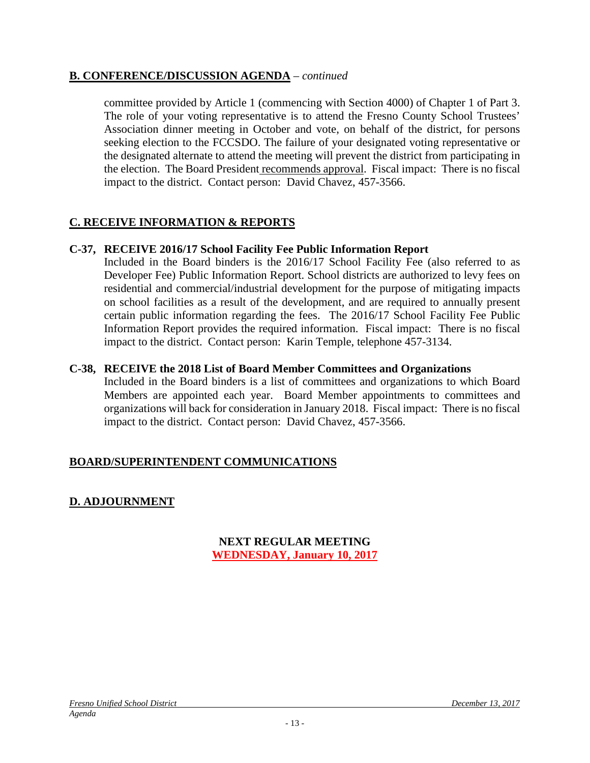## B. CONFERENCE/DISCUSSION AGENDA – *continued*

committee provided by Article 1 (commencing with Section 4000) of Chapter 1 of Part 3. The role of your voting representative is to attend the Fresno County School Trustees' Association dinner meeting in October and vote, on behalf of the district, for persons seeking election to the FCCSDO. The failure of your designated voting representative or the designated alternate to attend the meeting will prevent the district from participating in the election. The Board President recommends approval. Fiscal impact: There is no fiscal impact to the district. Contact person: David Chavez, 457-3566.

## C. RECEIVE INFORMATION & REPORTS

**C-37, RECEIVE 2016/17 School Facility Fee Public Information Report**

Included in the Board binders is the 2016/17 School Facility Fee (also referred to as Developer Fee) Public Information Report. School districts are authorized to levy fees on residential and commercial/industrial development for the purpose of mitigating impacts on school facilities as a result of the development, and are required to annually present certain public information regarding the fees. The 2016/17 School Facility Fee Public Information Report provides the required information. Fiscal impact: There is no fiscal impact to the district. Contact person: Karin Temple, telephone 457-3134.

**C-38, RECEIVE the 2018 List of Board Member Committees and Organizations**

Included in the Board binders is a list of committees and organizations to which Board Members are appointed each year. Board Member appointments to committees and organizations will back for consideration in January 2018. Fiscal impact: There is no fiscal impact to the district. Contact person: David Chavez, 457-3566.

## BOARD/SUPERINTENDENT COMMUNICATIONS

## D. ADJOURNMENT

**NEXT REGULAR MEETING**

**WEDNESDAY, January 10, 2017**